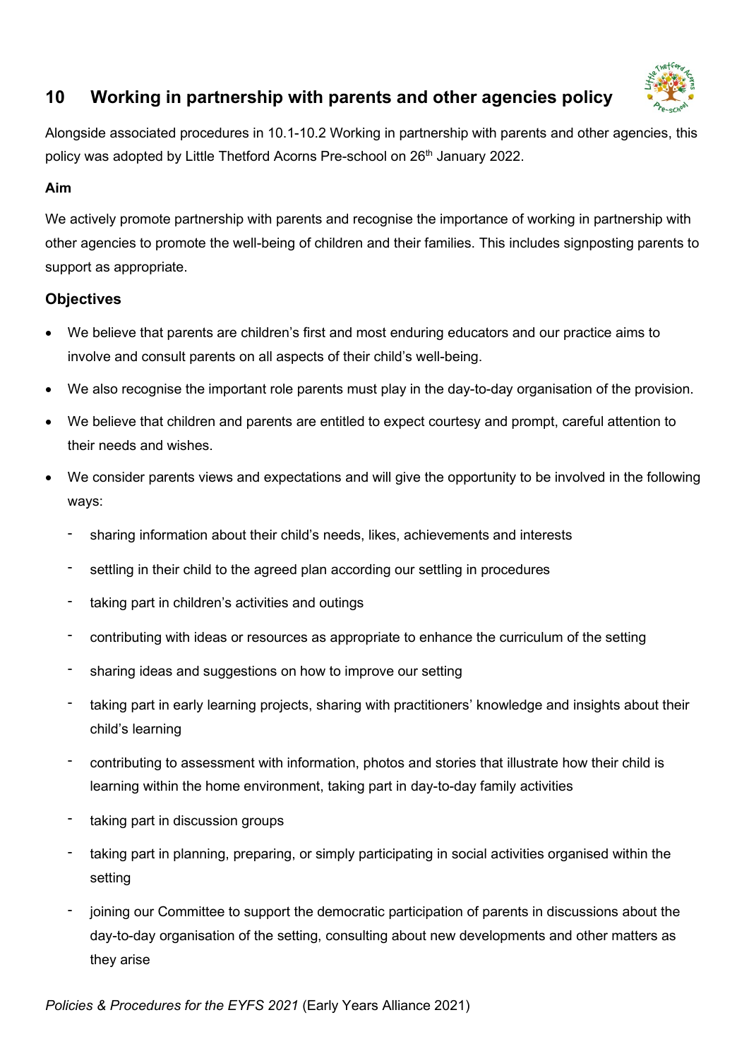# 10 Working in partnership with parents and other agencies policy

Alongside associated procedures in 10.1-10.2 Working in partnership with parents and other agencies, this policy was adopted by Little Thetford Acorns Pre-school on 26th January 2022.

### Aim

We actively promote partnership with parents and recognise the importance of working in partnership with other agencies to promote the well-being of children and their families. This includes signposting parents to support as appropriate.

### Objectives

- We believe that parents are children's first and most enduring educators and our practice aims to involve and consult parents on all aspects of their child's well-being.
- We also recognise the important role parents must play in the day-to-day organisation of the provision.
- We believe that children and parents are entitled to expect courtesy and prompt, careful attention to their needs and wishes.
- We consider parents views and expectations and will give the opportunity to be involved in the following ways:
  - sharing information about their child's needs, likes, achievements and interests
  - settling in their child to the agreed plan according our settling in procedures
  - taking part in children's activities and outings
  - contributing with ideas or resources as appropriate to enhance the curriculum of the setting
  - sharing ideas and suggestions on how to improve our setting
  - taking part in early learning projects, sharing with practitioners' knowledge and insights about their child's learning
  - contributing to assessment with information, photos and stories that illustrate how their child is learning within the home environment, taking part in day-to-day family activities
  - taking part in discussion groups
  - taking part in planning, preparing, or simply participating in social activities organised within the setting
  - joining our Committee to support the democratic participation of parents in discussions about the day-to-day organisation of the setting, consulting about new developments and other matters as they arise

*Policies & Procedures for the EYFS 2021* (Early Years Alliance 2021)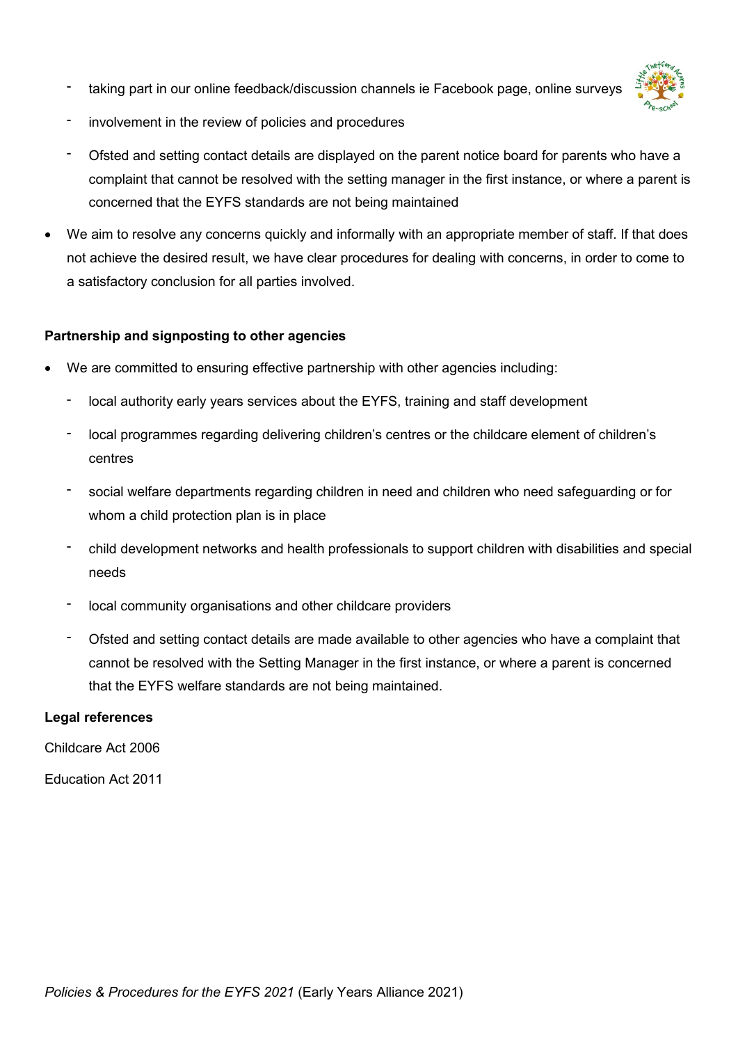- taking part in our online feedback/discussion channels ie Facebook page, online surveys
- involvement in the review of policies and procedures
- Ofsted and setting contact details are displayed on the parent notice board for parents who have a complaint that cannot be resolved with the setting manager in the first instance, or where a parent is concerned that the EYFS standards are not being maintained

- We aim to resolve any concerns quickly and informally with an appropriate member of staff. If that does not achieve the desired result, we have clear procedures for dealing with concerns, in order to come to a satisfactory conclusion for all parties involved.

**Partnership and signposting to other agencies**

- We are committed to ensuring effective partnership with other agencies including:
  - local authority early years services about the EYFS, training and staff development
  - local programmes regarding delivering children's centres or the childcare element of children's centres
  - social welfare departments regarding children in need and children who need safeguarding or for whom a child protection plan is in place
  - child development networks and health professionals to support children with disabilities and special needs
  - local community organisations and other childcare providers
  - Ofsted and setting contact details are made available to other agencies who have a complaint that cannot be resolved with the Setting Manager in the first instance, or where a parent is concerned that the EYFS welfare standards are not being maintained.

**Legal references**

Childcare Act 2006

Education Act 2011

*Policies & Procedures for the EYFS 2021* (Early Years Alliance 2021)